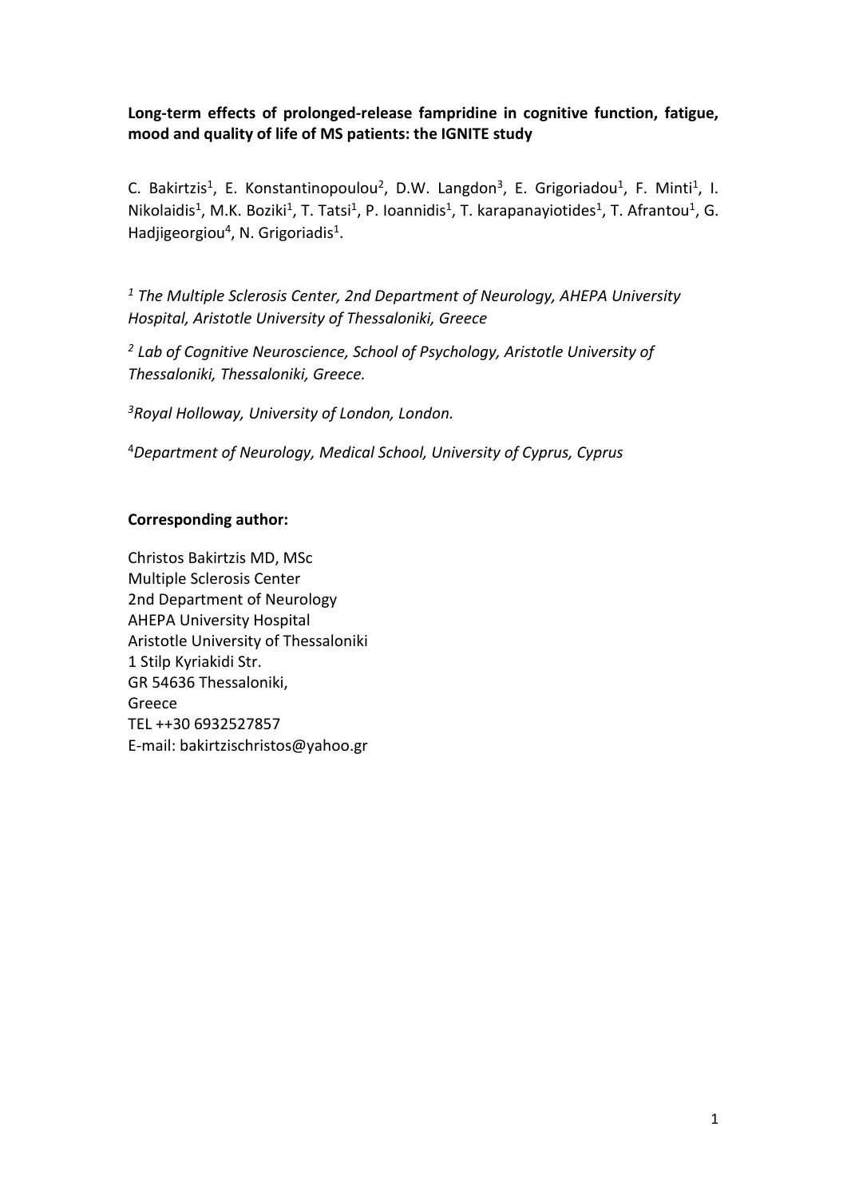# Long-term effects of prolonged-release fampridine in cognitive function, fatigue, mood and quality of life of MS patients: the IGNITE study

C. Bakirtzis[1], E. Konstantinopoulou[2], D.W. Langdon[3], E. Grigoriadou[1], F. Minti[1], I. Nikolaidis[1], M.K. Boziki[1], T. Tatsi[1], P. Ioannidis[1], T. karapanayiotides[1], T. Afrantou[1], G. Hadjigeorgiou[4], N. Grigoriadis[1].

[1] *The Multiple Sclerosis Center, 2nd Department of Neurology, AHEPA University Hospital, Aristotle University of Thessaloniki, Greece*

[2] *Lab of Cognitive Neuroscience, School of Psychology, Aristotle University of Thessaloniki, Thessaloniki, Greece.*

[3] *Royal Holloway, University of London, London.*

[4] *Department of Neurology, Medical School, University of Cyprus, Cyprus*

**Corresponding author:**

Christos Bakirtzis MD, MSc
Multiple Sclerosis Center
2nd Department of Neurology
AHEPA University Hospital
Aristotle University of Thessaloniki
1 Stilp Kyriakidi Str.
GR 54636 Thessaloniki,
Greece
TEL ++30 6932527857
E-mail: bakirtzischristos@yahoo.gr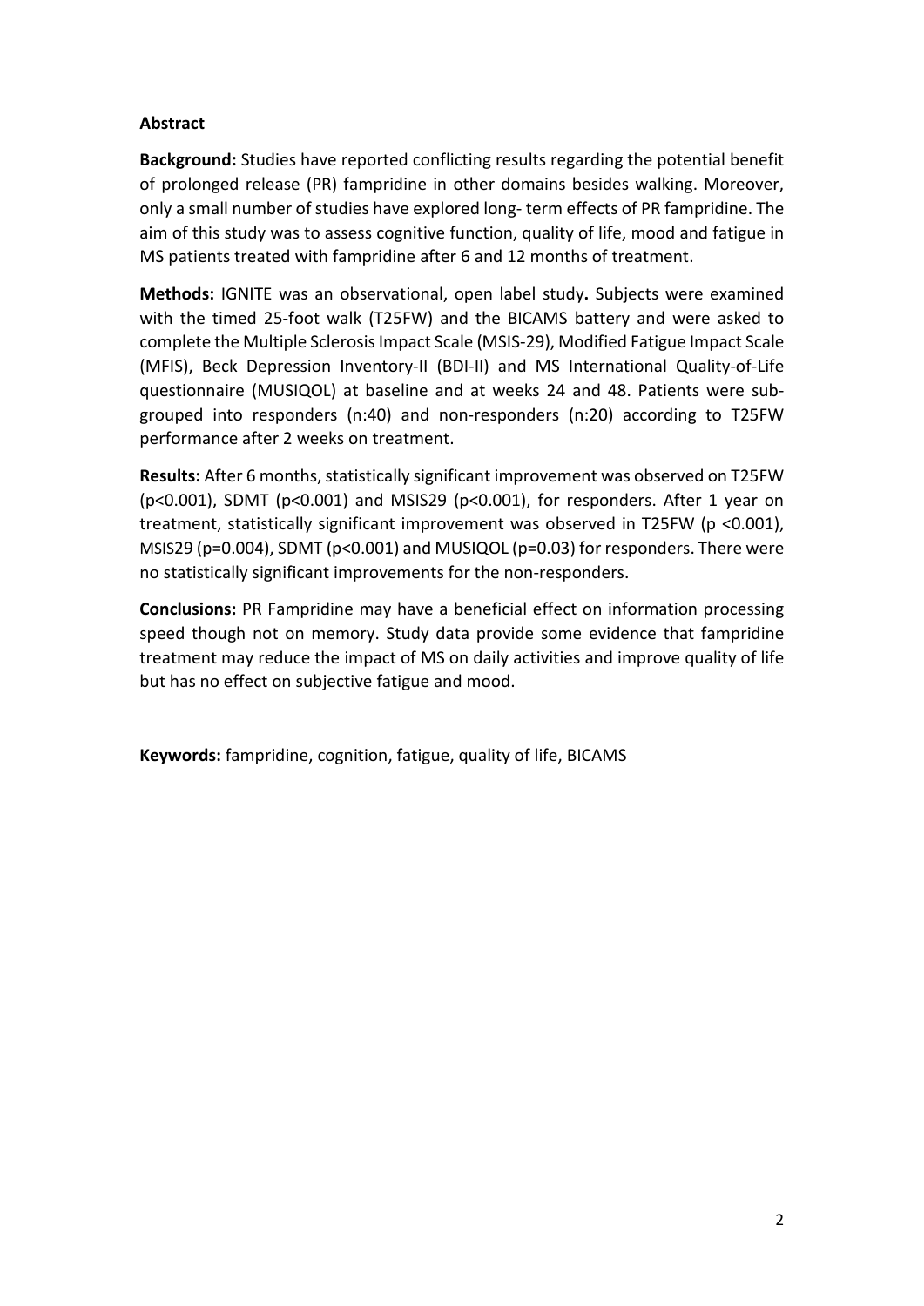## Abstract

**Background:** Studies have reported conflicting results regarding the potential benefit of prolonged release (PR) fampridine in other domains besides walking. Moreover, only a small number of studies have explored long- term effects of PR fampridine. The aim of this study was to assess cognitive function, quality of life, mood and fatigue in MS patients treated with fampridine after 6 and 12 months of treatment.

**Methods:** IGNITE was an observational, open label study**.** Subjects were examined with the timed 25-foot walk (T25FW) and the BICAMS battery and were asked to complete the Multiple Sclerosis Impact Scale (MSIS-29), Modified Fatigue Impact Scale (MFIS), Beck Depression Inventory-II (BDI-II) and MS International Quality-of-Life questionnaire (MUSIQOL) at baseline and at weeks 24 and 48. Patients were sub-grouped into responders (n:40) and non-responders (n:20) according to T25FW performance after 2 weeks on treatment.

**Results:** After 6 months, statistically significant improvement was observed on T25FW ($p<0.001$), SDMT ($p<0.001$) and MSIS29 ($p<0.001$), for responders. After 1 year on treatment, statistically significant improvement was observed in T25FW ($p <0.001$), MSIS29 ($p=0.004$), SDMT ($p<0.001$) and MUSIQOL ($p=0.03$) for responders. There were no statistically significant improvements for the non-responders.

**Conclusions:** PR Fampridine may have a beneficial effect on information processing speed though not on memory. Study data provide some evidence that fampridine treatment may reduce the impact of MS on daily activities and improve quality of life but has no effect on subjective fatigue and mood.

**Keywords:** fampridine, cognition, fatigue, quality of life, BICAMS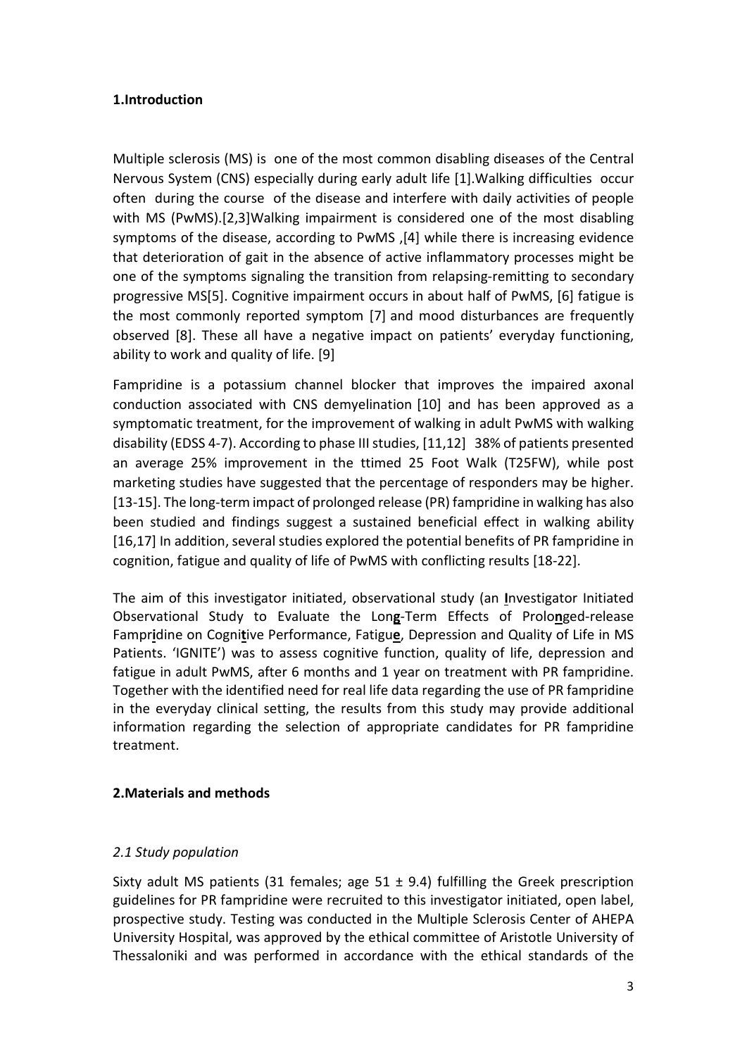## 1.Introduction

Multiple sclerosis (MS) is one of the most common disabling diseases of the Central Nervous System (CNS) especially during early adult life [1].Walking difficulties occur often during the course of the disease and interfere with daily activities of people with MS (PwMS).[2,3]Walking impairment is considered one of the most disabling symptoms of the disease, according to PwMS ,[4] while there is increasing evidence that deterioration of gait in the absence of active inflammatory processes might be one of the symptoms signaling the transition from relapsing-remitting to secondary progressive MS[5]. Cognitive impairment occurs in about half of PwMS, [6] fatigue is the most commonly reported symptom [7] and mood disturbances are frequently observed [8]. These all have a negative impact on patients' everyday functioning, ability to work and quality of life. [9]

Fampridine is a potassium channel blocker that improves the impaired axonal conduction associated with CNS demyelination [10] and has been approved as a symptomatic treatment, for the improvement of walking in adult PwMS with walking disability (EDSS 4-7). According to phase III studies, [11,12] 38% of patients presented an average 25% improvement in the ttimed 25 Foot Walk (T25FW), while post marketing studies have suggested that the percentage of responders may be higher. [13-15]. The long-term impact of prolonged release (PR) fampridine in walking has also been studied and findings suggest a sustained beneficial effect in walking ability [16,17] In addition, several studies explored the potential benefits of PR fampridine in cognition, fatigue and quality of life of PwMS with conflicting results [18-22].

The aim of this investigator initiated, observational study (an **I**nvestigator Initiated Observational Study to Evaluate the Lon**g**-Term Effects of Prolo**n**ged-release Fampr**i**dine on Cogni**t**ive Performance, Fatigu**e**, Depression and Quality of Life in MS Patients. 'IGNITE') was to assess cognitive function, quality of life, depression and fatigue in adult PwMS, after 6 months and 1 year on treatment with PR fampridine. Together with the identified need for real life data regarding the use of PR fampridine in the everyday clinical setting, the results from this study may provide additional information regarding the selection of appropriate candidates for PR fampridine treatment.

## 2.Materials and methods

### *2.1 Study population*

Sixty adult MS patients (31 females; age 51 ± 9.4) fulfilling the Greek prescription guidelines for PR fampridine were recruited to this investigator initiated, open label, prospective study. Testing was conducted in the Multiple Sclerosis Center of AHEPA University Hospital, was approved by the ethical committee of Aristotle University of Thessaloniki and was performed in accordance with the ethical standards of the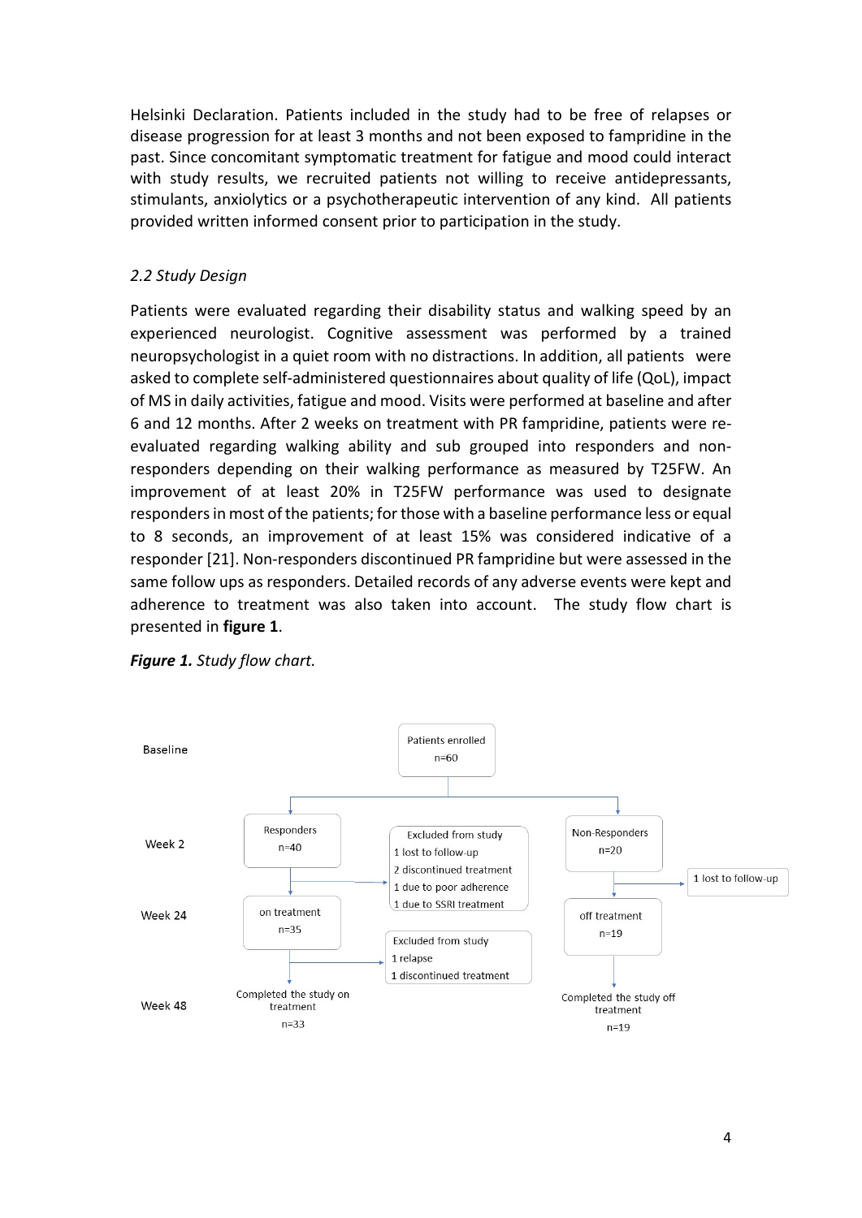Helsinki Declaration. Patients included in the study had to be free of relapses or disease progression for at least 3 months and not been exposed to fampridine in the past. Since concomitant symptomatic treatment for fatigue and mood could interact with study results, we recruited patients not willing to receive antidepressants, stimulants, anxiolytics or a psychotherapeutic intervention of any kind. All patients provided written informed consent prior to participation in the study.

### *2.2 Study Design*

Patients were evaluated regarding their disability status and walking speed by an experienced neurologist. Cognitive assessment was performed by a trained neuropsychologist in a quiet room with no distractions. In addition, all patients were asked to complete self-administered questionnaires about quality of life (QoL), impact of MS in daily activities, fatigue and mood. Visits were performed at baseline and after 6 and 12 months. After 2 weeks on treatment with PR fampridine, patients were re-evaluated regarding walking ability and sub grouped into responders and non-responders depending on their walking performance as measured by T25FW. An improvement of at least 20% in T25FW performance was used to designate responders in most of the patients; for those with a baseline performance less or equal to 8 seconds, an improvement of at least 15% was considered indicative of a responder [21]. Non-responders discontinued PR fampridine but were assessed in the same follow ups as responders. Detailed records of any adverse events were kept and adherence to treatment was also taken into account. The study flow chart is presented in **figure 1**.

***Figure 1.*** *Study flow chart.*

Baseline: Patients enrolled n=60

Week 2: Responders n=40 | Excluded from study: 1 lost to follow-up, 2 discontinued treatment, 1 due to poor adherence, 1 due to SSRI treatment | Non-Responders n=20 | 1 lost to follow-up

Week 24: on treatment n=35 | Excluded from study: 1 relapse, 1 discontinued treatment | off treatment n=19

Week 48: Completed the study on treatment n=33 | Completed the study off treatment n=19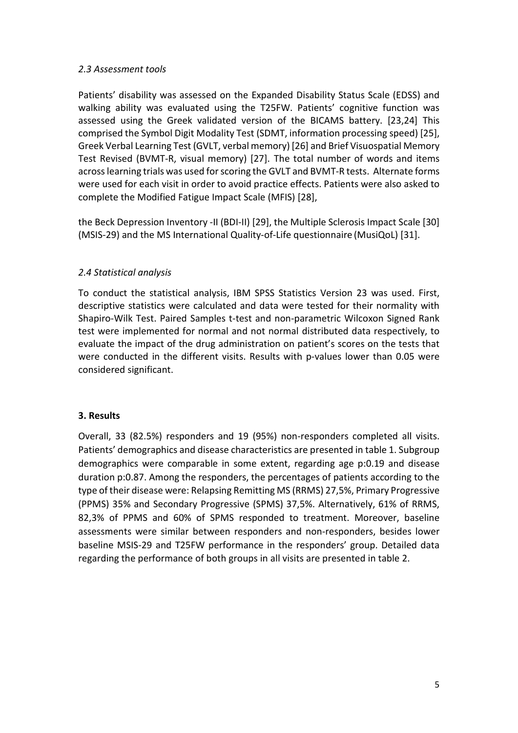### *2.3 Assessment tools*

Patients' disability was assessed on the Expanded Disability Status Scale (EDSS) and walking ability was evaluated using the T25FW. Patients' cognitive function was assessed using the Greek validated version of the BICAMS battery. [23,24] This comprised the Symbol Digit Modality Test (SDMT, information processing speed) [25], Greek Verbal Learning Test (GVLT, verbal memory) [26] and Brief Visuospatial Memory Test Revised (BVMT-R, visual memory) [27]. The total number of words and items across learning trials was used for scoring the GVLT and BVMT-R tests. Alternate forms were used for each visit in order to avoid practice effects. Patients were also asked to complete the Modified Fatigue Impact Scale (MFIS) [28],

the Beck Depression Inventory -II (BDI-II) [29], the Multiple Sclerosis Impact Scale [30] (MSIS-29) and the MS International Quality-of-Life questionnaire (MusiQoL) [31].

### *2.4 Statistical analysis*

To conduct the statistical analysis, IBM SPSS Statistics Version 23 was used. First, descriptive statistics were calculated and data were tested for their normality with Shapiro-Wilk Test. Paired Samples t-test and non-parametric Wilcoxon Signed Rank test were implemented for normal and not normal distributed data respectively, to evaluate the impact of the drug administration on patient's scores on the tests that were conducted in the different visits. Results with p-values lower than 0.05 were considered significant.

## **3. Results**

Overall, 33 (82.5%) responders and 19 (95%) non-responders completed all visits. Patients' demographics and disease characteristics are presented in table 1. Subgroup demographics were comparable in some extent, regarding age p:0.19 and disease duration p:0.87. Among the responders, the percentages of patients according to the type of their disease were: Relapsing Remitting MS (RRMS) 27,5%, Primary Progressive (PPMS) 35% and Secondary Progressive (SPMS) 37,5%. Alternatively, 61% of RRMS, 82,3% of PPMS and 60% of SPMS responded to treatment. Moreover, baseline assessments were similar between responders and non-responders, besides lower baseline MSIS-29 and T25FW performance in the responders' group. Detailed data regarding the performance of both groups in all visits are presented in table 2.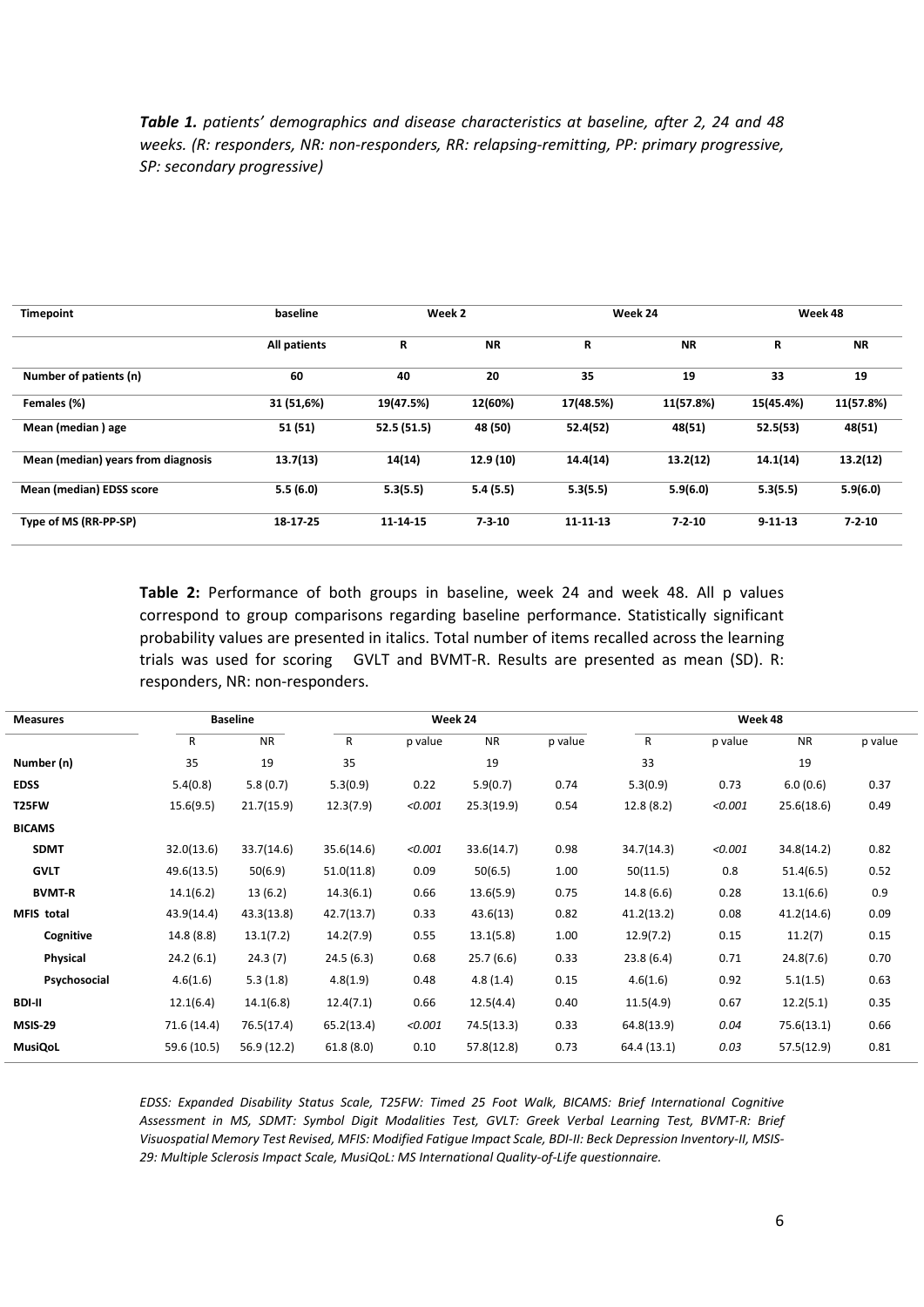***Table 1.*** *patients' demographics and disease characteristics at baseline, after 2, 24 and 48 weeks. (R: responders, NR: non-responders, RR: relapsing-remitting, PP: primary progressive, SP: secondary progressive)*

| Timepoint | baseline | Week 2 | | Week 24 | | Week 48 | |
|---|---|---|---|---|---|---|---|
| | All patients | R | NR | R | NR | R | NR |
| **Number of patients (n)** | 60 | 40 | 20 | 35 | 19 | 33 | 19 |
| **Females (%)** | 31 (51,6%) | 19(47.5%) | 12(60%) | 17(48.5%) | 11(57.8%) | 15(45.4%) | 11(57.8%) |
| **Mean (median ) age** | 51 (51) | 52.5 (51.5) | 48 (50) | 52.4(52) | 48(51) | 52.5(53) | 48(51) |
| **Mean (median) years from diagnosis** | 13.7(13) | 14(14) | 12.9 (10) | 14.4(14) | 13.2(12) | 14.1(14) | 13.2(12) |
| **Mean (median) EDSS score** | 5.5 (6.0) | 5.3(5.5) | 5.4 (5.5) | 5.3(5.5) | 5.9(6.0) | 5.3(5.5) | 5.9(6.0) |
| **Type of MS (RR-PP-SP)** | 18-17-25 | 11-14-15 | 7-3-10 | 11-11-13 | 7-2-10 | 9-11-13 | 7-2-10 |

**Table 2:** Performance of both groups in baseline, week 24 and week 48. All p values correspond to group comparisons regarding baseline performance. Statistically significant probability values are presented in italics. Total number of items recalled across the learning trials was used for scoring GVLT and BVMT-R. Results are presented as mean (SD). R: responders, NR: non-responders.

| Measures | Baseline | | Week 24 | | | | Week 48 | | | |
|---|---|---|---|---|---|---|---|---|---|---|
| | R | NR | R | p value | NR | p value | R | p value | NR | p value |
| **Number (n)** | 35 | 19 | 35 | | 19 | | 33 | | 19 | |
| **EDSS** | 5.4(0.8) | 5.8 (0.7) | 5.3(0.9) | 0.22 | 5.9(0.7) | 0.74 | 5.3(0.9) | 0.73 | 6.0 (0.6) | 0.37 |
| **T25FW** | 15.6(9.5) | 21.7(15.9) | 12.3(7.9) | *<0.001* | 25.3(19.9) | 0.54 | 12.8 (8.2) | *<0.001* | 25.6(18.6) | 0.49 |
| **BICAMS** | | | | | | | | | | |
| **SDMT** | 32.0(13.6) | 33.7(14.6) | 35.6(14.6) | *<0.001* | 33.6(14.7) | 0.98 | 34.7(14.3) | *<0.001* | 34.8(14.2) | 0.82 |
| **GVLT** | 49.6(13.5) | 50(6.9) | 51.0(11.8) | 0.09 | 50(6.5) | 1.00 | 50(11.5) | 0.8 | 51.4(6.5) | 0.52 |
| **BVMT-R** | 14.1(6.2) | 13 (6.2) | 14.3(6.1) | 0.66 | 13.6(5.9) | 0.75 | 14.8 (6.6) | 0.28 | 13.1(6.6) | 0.9 |
| **MFIS total** | 43.9(14.4) | 43.3(13.8) | 42.7(13.7) | 0.33 | 43.6(13) | 0.82 | 41.2(13.2) | 0.08 | 41.2(14.6) | 0.09 |
| **Cognitive** | 14.8 (8.8) | 13.1(7.2) | 14.2(7.9) | 0.55 | 13.1(5.8) | 1.00 | 12.9(7.2) | 0.15 | 11.2(7) | 0.15 |
| **Physical** | 24.2 (6.1) | 24.3 (7) | 24.5 (6.3) | 0.68 | 25.7 (6.6) | 0.33 | 23.8 (6.4) | 0.71 | 24.8(7.6) | 0.70 |
| **Psychosocial** | 4.6(1.6) | 5.3 (1.8) | 4.8(1.9) | 0.48 | 4.8 (1.4) | 0.15 | 4.6(1.6) | 0.92 | 5.1(1.5) | 0.63 |
| **BDI-II** | 12.1(6.4) | 14.1(6.8) | 12.4(7.1) | 0.66 | 12.5(4.4) | 0.40 | 11.5(4.9) | 0.67 | 12.2(5.1) | 0.35 |
| **MSIS-29** | 71.6 (14.4) | 76.5(17.4) | 65.2(13.4) | *<0.001* | 74.5(13.3) | 0.33 | 64.8(13.9) | *0.04* | 75.6(13.1) | 0.66 |
| **MusiQoL** | 59.6 (10.5) | 56.9 (12.2) | 61.8 (8.0) | 0.10 | 57.8(12.8) | 0.73 | 64.4 (13.1) | *0.03* | 57.5(12.9) | 0.81 |

*EDSS: Expanded Disability Status Scale, T25FW: Timed 25 Foot Walk, BICAMS: Brief International Cognitive Assessment in MS, SDMT: Symbol Digit Modalities Test, GVLT: Greek Verbal Learning Test, BVMT-R: Brief Visuospatial Memory Test Revised, MFIS: Modified Fatigue Impact Scale, BDI-II: Beck Depression Inventory-II, MSIS-29: Multiple Sclerosis Impact Scale, MusiQoL: MS International Quality-of-Life questionnaire.*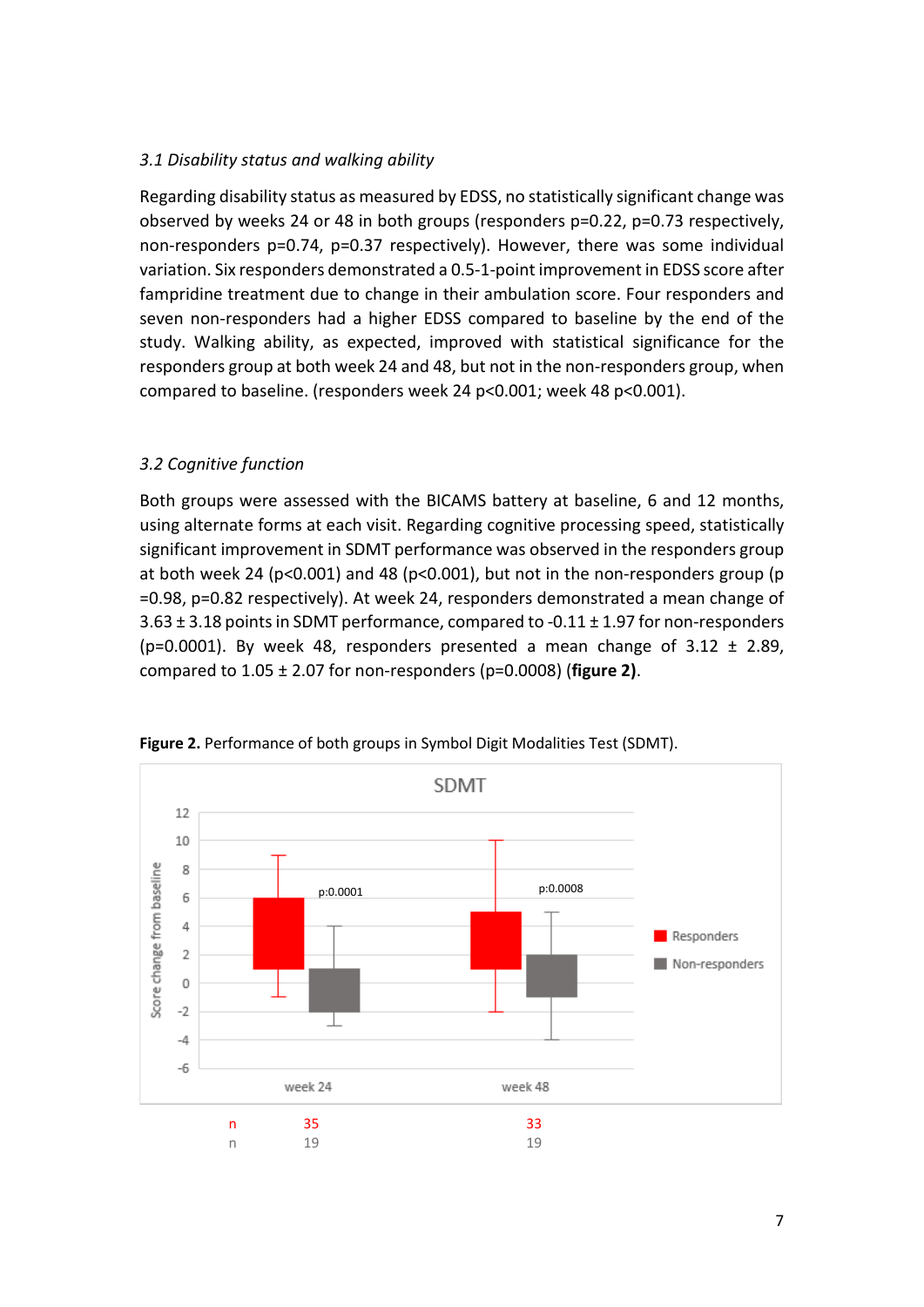### *3.1 Disability status and walking ability*

Regarding disability status as measured by EDSS, no statistically significant change was observed by weeks 24 or 48 in both groups (responders p=0.22, p=0.73 respectively, non-responders p=0.74, p=0.37 respectively). However, there was some individual variation. Six responders demonstrated a 0.5-1-point improvement in EDSS score after fampridine treatment due to change in their ambulation score. Four responders and seven non-responders had a higher EDSS compared to baseline by the end of the study. Walking ability, as expected, improved with statistical significance for the responders group at both week 24 and 48, but not in the non-responders group, when compared to baseline. (responders week 24 p<0.001; week 48 p<0.001).

### *3.2 Cognitive function*

Both groups were assessed with the BICAMS battery at baseline, 6 and 12 months, using alternate forms at each visit. Regarding cognitive processing speed, statistically significant improvement in SDMT performance was observed in the responders group at both week 24 (p<0.001) and 48 (p<0.001), but not in the non-responders group (p =0.98, p=0.82 respectively). At week 24, responders demonstrated a mean change of 3.63 ± 3.18 points in SDMT performance, compared to -0.11 ± 1.97 for non-responders (p=0.0001). By week 48, responders presented a mean change of 3.12 ± 2.89, compared to 1.05 ± 2.07 for non-responders (p=0.0008) (**figure 2)**.

**Figure 2.** Performance of both groups in Symbol Digit Modalities Test (SDMT).

| | week 24 | week 48 |
|---|---|---|
| n (Responders) | 35 | 33 |
| n (Non-responders) | 19 | 19 |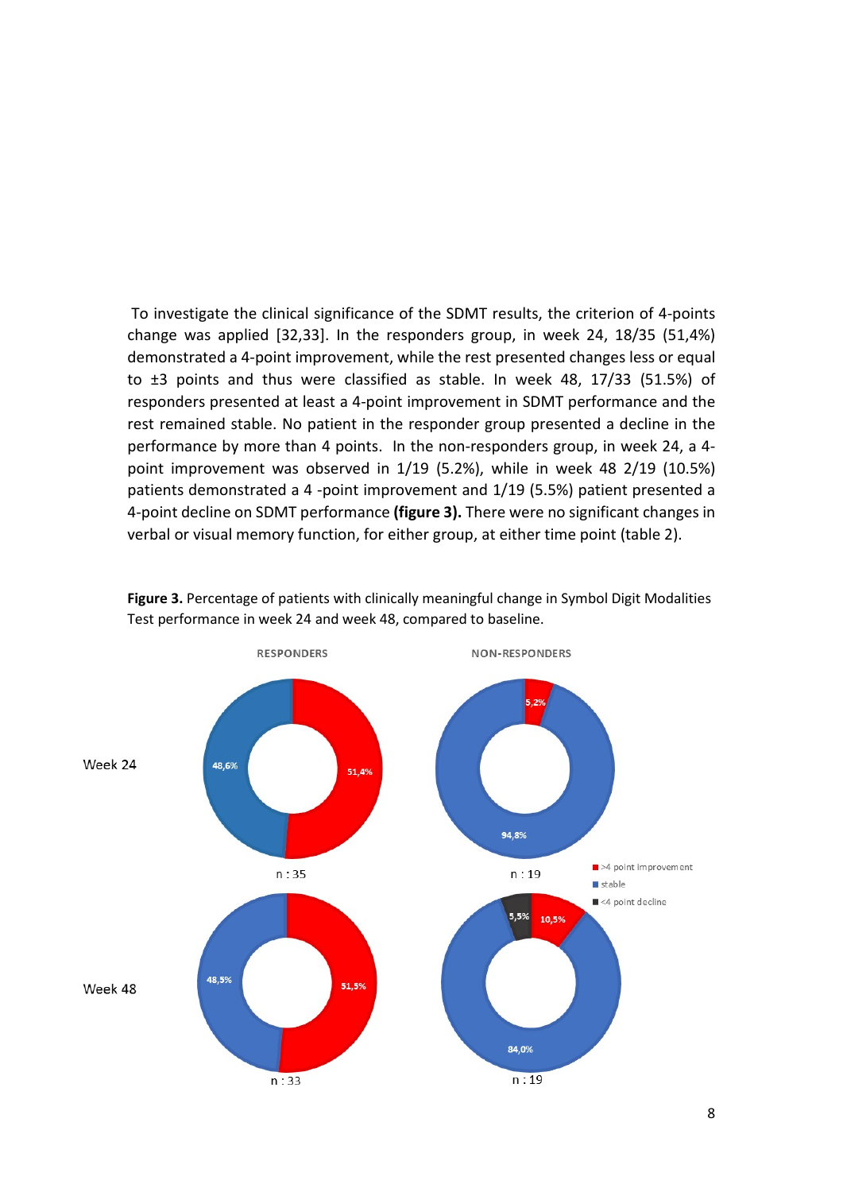To investigate the clinical significance of the SDMT results, the criterion of 4-points change was applied [32,33]. In the responders group, in week 24, 18/35 (51,4%) demonstrated a 4-point improvement, while the rest presented changes less or equal to ±3 points and thus were classified as stable. In week 48, 17/33 (51.5%) of responders presented at least a 4-point improvement in SDMT performance and the rest remained stable. No patient in the responder group presented a decline in the performance by more than 4 points. In the non-responders group, in week 24, a 4-point improvement was observed in 1/19 (5.2%), while in week 48 2/19 (10.5%) patients demonstrated a 4 -point improvement and 1/19 (5.5%) patient presented a 4-point decline on SDMT performance **(figure 3).** There were no significant changes in verbal or visual memory function, for either group, at either time point (table 2).

**Figure 3.** Percentage of patients with clinically meaningful change in Symbol Digit Modalities Test performance in week 24 and week 48, compared to baseline.

|  | RESPONDERS | NON-RESPONDERS |
|---|---|---|
| Week 24 | >4 point improvement: 51,4%; stable: 48,6% (n : 35) | >4 point improvement: 5,2%; stable: 94,8% (n : 19) |
| Week 48 | >4 point improvement: 51,5%; stable: 48,5% (n : 33) | >4 point improvement: 10,5%; stable: 84,0%; <4 point decline: 5,5% (n : 19) |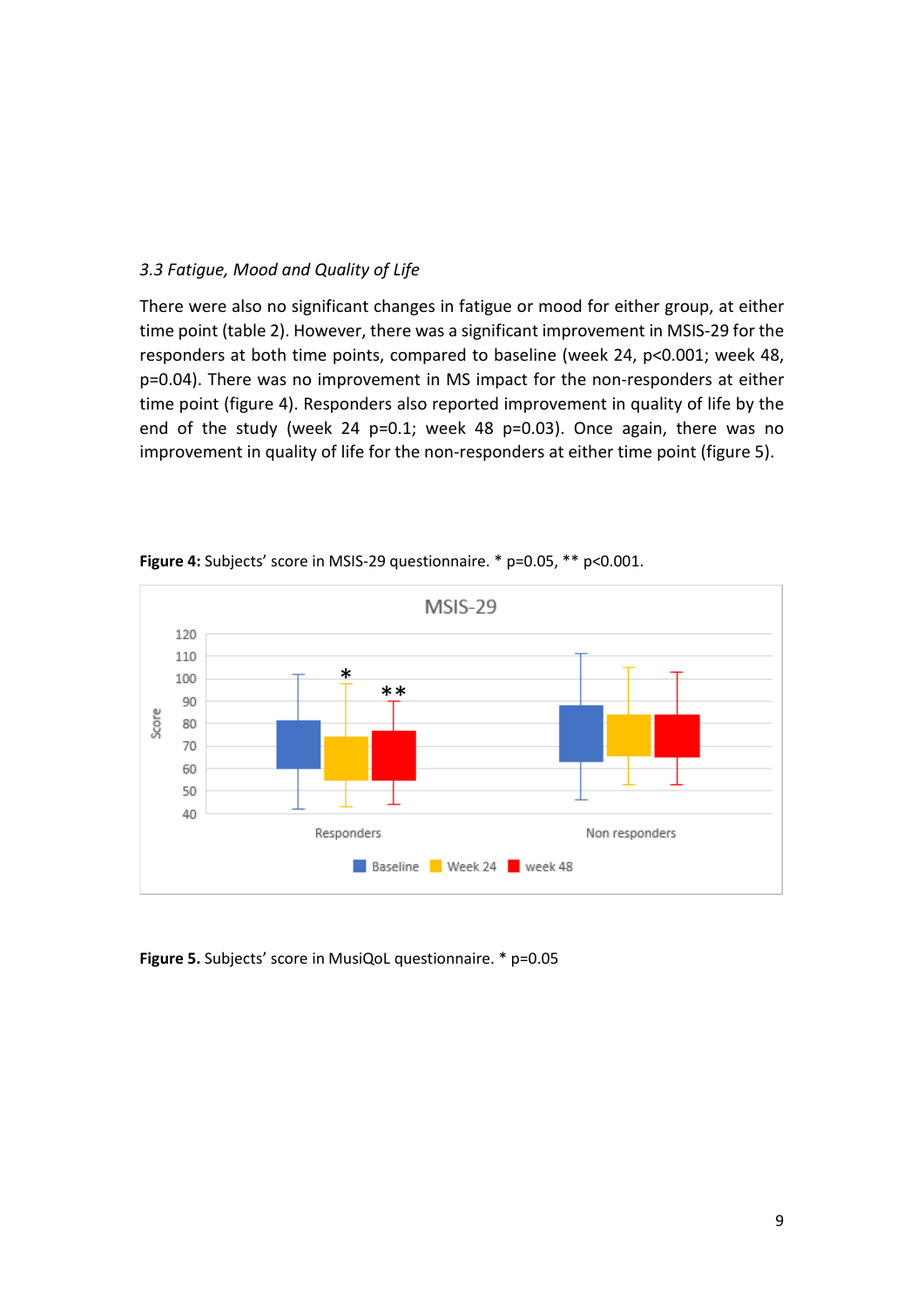*3.3 Fatigue, Mood and Quality of Life*

There were also no significant changes in fatigue or mood for either group, at either time point (table 2). However, there was a significant improvement in MSIS-29 for the responders at both time points, compared to baseline (week 24, $p<0.001$; week 48, $p=0.04$). There was no improvement in MS impact for the non-responders at either time point (figure 4). Responders also reported improvement in quality of life by the end of the study (week 24 $p=0.1$; week 48 $p=0.03$). Once again, there was no improvement in quality of life for the non-responders at either time point (figure 5).

**Figure 4:** Subjects' score in MSIS-29 questionnaire. * p=0.05, ** p<0.001.

**Figure 5.** Subjects' score in MusiQoL questionnaire. * p=0.05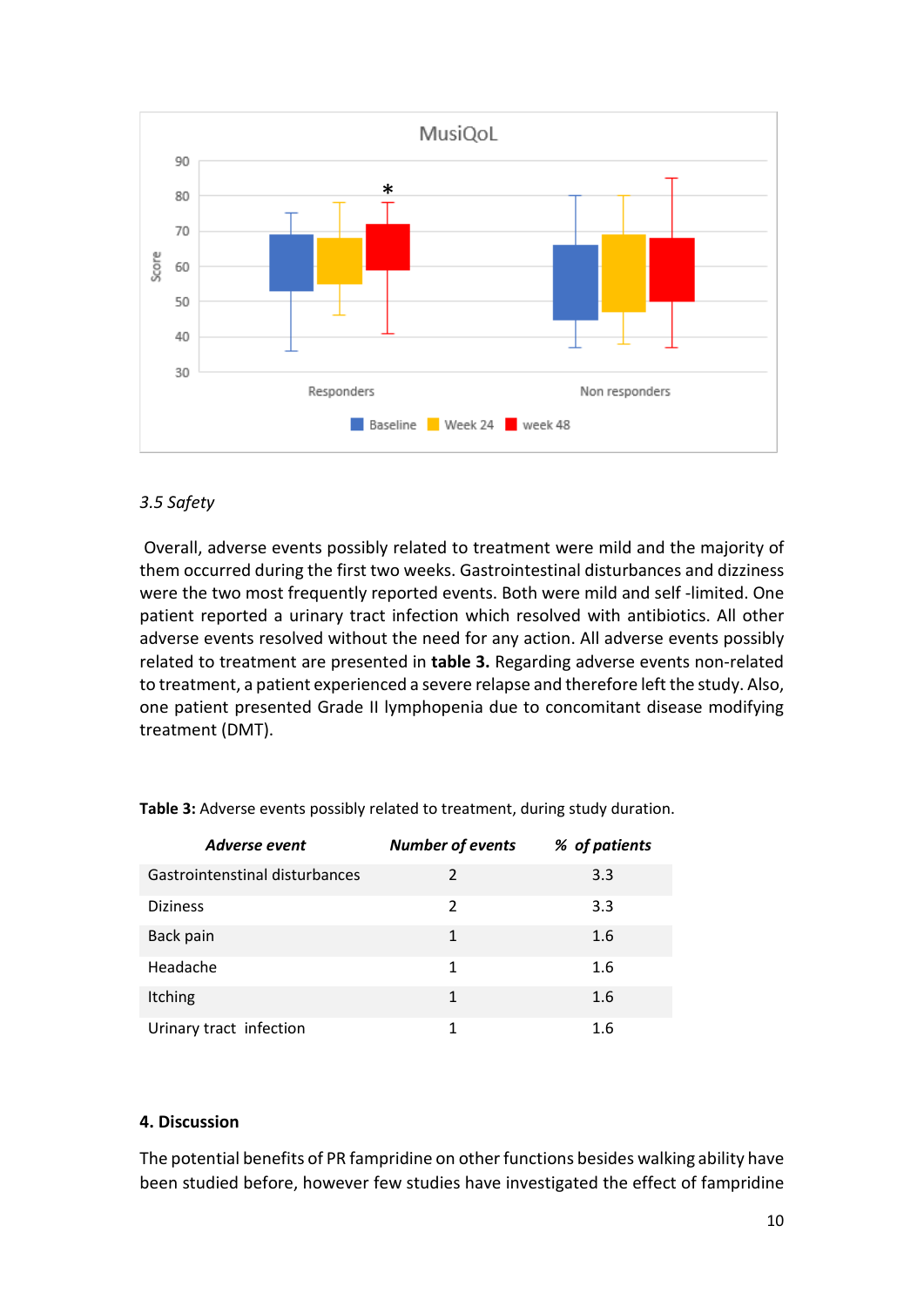MusiQoL

Score

90
80
70
60
50
40
30

Responders    Non responders

Baseline  Week 24  week 48

### *3.5 Safety*

Overall, adverse events possibly related to treatment were mild and the majority of them occurred during the first two weeks. Gastrointestinal disturbances and dizziness were the two most frequently reported events. Both were mild and self -limited. One patient reported a urinary tract infection which resolved with antibiotics. All other adverse events resolved without the need for any action. All adverse events possibly related to treatment are presented in **table 3.** Regarding adverse events non-related to treatment, a patient experienced a severe relapse and therefore left the study. Also, one patient presented Grade II lymphopenia due to concomitant disease modifying treatment (DMT).

**Table 3:** Adverse events possibly related to treatment, during study duration.

| ***Adverse event*** | ***Number of events*** | ***% of patients*** |
|---|---|---|
| Gastrointenstinal disturbances | 2 | 3.3 |
| Diziness | 2 | 3.3 |
| Back pain | 1 | 1.6 |
| Headache | 1 | 1.6 |
| Itching | 1 | 1.6 |
| Urinary tract infection | 1 | 1.6 |

## 4. Discussion

The potential benefits of PR fampridine on other functions besides walking ability have been studied before, however few studies have investigated the effect of fampridine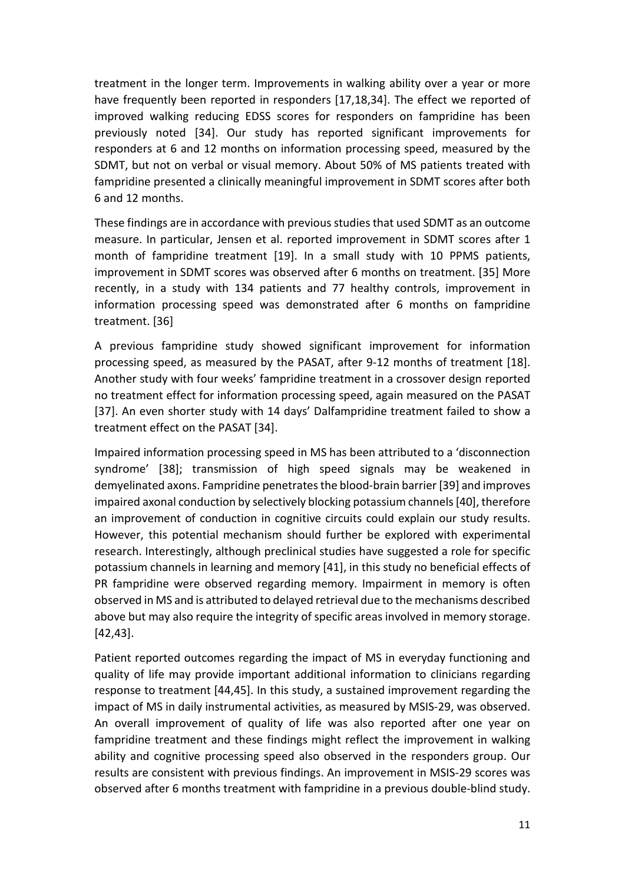treatment in the longer term. Improvements in walking ability over a year or more have frequently been reported in responders [17,18,34]. The effect we reported of improved walking reducing EDSS scores for responders on fampridine has been previously noted [34]. Our study has reported significant improvements for responders at 6 and 12 months on information processing speed, measured by the SDMT, but not on verbal or visual memory. About 50% of MS patients treated with fampridine presented a clinically meaningful improvement in SDMT scores after both 6 and 12 months.

These findings are in accordance with previous studies that used SDMT as an outcome measure. In particular, Jensen et al. reported improvement in SDMT scores after 1 month of fampridine treatment [19]. In a small study with 10 PPMS patients, improvement in SDMT scores was observed after 6 months on treatment. [35] More recently, in a study with 134 patients and 77 healthy controls, improvement in information processing speed was demonstrated after 6 months on fampridine treatment. [36]

A previous fampridine study showed significant improvement for information processing speed, as measured by the PASAT, after 9-12 months of treatment [18]. Another study with four weeks' fampridine treatment in a crossover design reported no treatment effect for information processing speed, again measured on the PASAT [37]. An even shorter study with 14 days' Dalfampridine treatment failed to show a treatment effect on the PASAT [34].

Impaired information processing speed in MS has been attributed to a 'disconnection syndrome' [38]; transmission of high speed signals may be weakened in demyelinated axons. Fampridine penetrates the blood-brain barrier [39] and improves impaired axonal conduction by selectively blocking potassium channels [40], therefore an improvement of conduction in cognitive circuits could explain our study results. However, this potential mechanism should further be explored with experimental research. Interestingly, although preclinical studies have suggested a role for specific potassium channels in learning and memory [41], in this study no beneficial effects of PR fampridine were observed regarding memory. Impairment in memory is often observed in MS and is attributed to delayed retrieval due to the mechanisms described above but may also require the integrity of specific areas involved in memory storage. [42,43].

Patient reported outcomes regarding the impact of MS in everyday functioning and quality of life may provide important additional information to clinicians regarding response to treatment [44,45]. In this study, a sustained improvement regarding the impact of MS in daily instrumental activities, as measured by MSIS-29, was observed. An overall improvement of quality of life was also reported after one year on fampridine treatment and these findings might reflect the improvement in walking ability and cognitive processing speed also observed in the responders group. Our results are consistent with previous findings. An improvement in MSIS-29 scores was observed after 6 months treatment with fampridine in a previous double-blind study.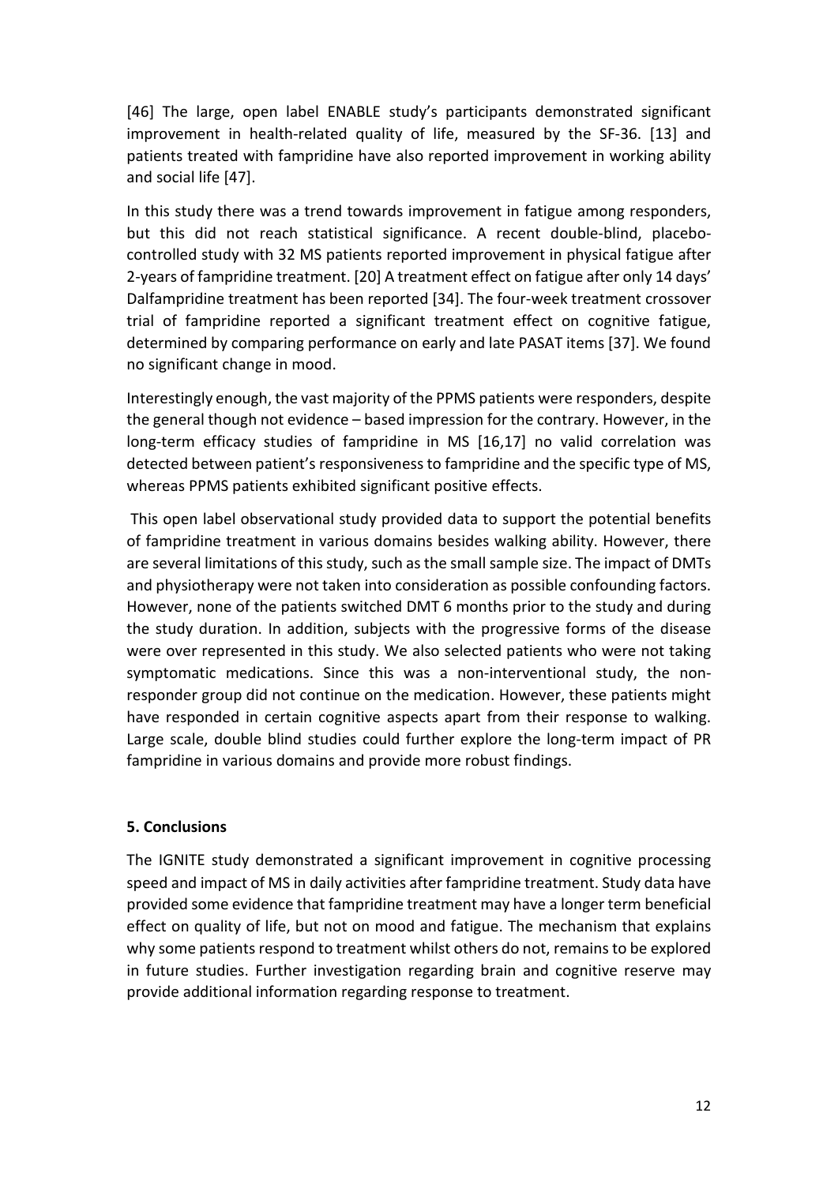[46] The large, open label ENABLE study's participants demonstrated significant improvement in health-related quality of life, measured by the SF-36. [13] and patients treated with fampridine have also reported improvement in working ability and social life [47].

In this study there was a trend towards improvement in fatigue among responders, but this did not reach statistical significance. A recent double-blind, placebo-controlled study with 32 MS patients reported improvement in physical fatigue after 2-years of fampridine treatment. [20] A treatment effect on fatigue after only 14 days' Dalfampridine treatment has been reported [34]. The four-week treatment crossover trial of fampridine reported a significant treatment effect on cognitive fatigue, determined by comparing performance on early and late PASAT items [37]. We found no significant change in mood.

Interestingly enough, the vast majority of the PPMS patients were responders, despite the general though not evidence – based impression for the contrary. However, in the long-term efficacy studies of fampridine in MS [16,17] no valid correlation was detected between patient's responsiveness to fampridine and the specific type of MS, whereas PPMS patients exhibited significant positive effects.

This open label observational study provided data to support the potential benefits of fampridine treatment in various domains besides walking ability. However, there are several limitations of this study, such as the small sample size. The impact of DMTs and physiotherapy were not taken into consideration as possible confounding factors. However, none of the patients switched DMT 6 months prior to the study and during the study duration. In addition, subjects with the progressive forms of the disease were over represented in this study. We also selected patients who were not taking symptomatic medications. Since this was a non-interventional study, the non-responder group did not continue on the medication. However, these patients might have responded in certain cognitive aspects apart from their response to walking. Large scale, double blind studies could further explore the long-term impact of PR fampridine in various domains and provide more robust findings.

## 5. Conclusions

The IGNITE study demonstrated a significant improvement in cognitive processing speed and impact of MS in daily activities after fampridine treatment. Study data have provided some evidence that fampridine treatment may have a longer term beneficial effect on quality of life, but not on mood and fatigue. The mechanism that explains why some patients respond to treatment whilst others do not, remains to be explored in future studies. Further investigation regarding brain and cognitive reserve may provide additional information regarding response to treatment.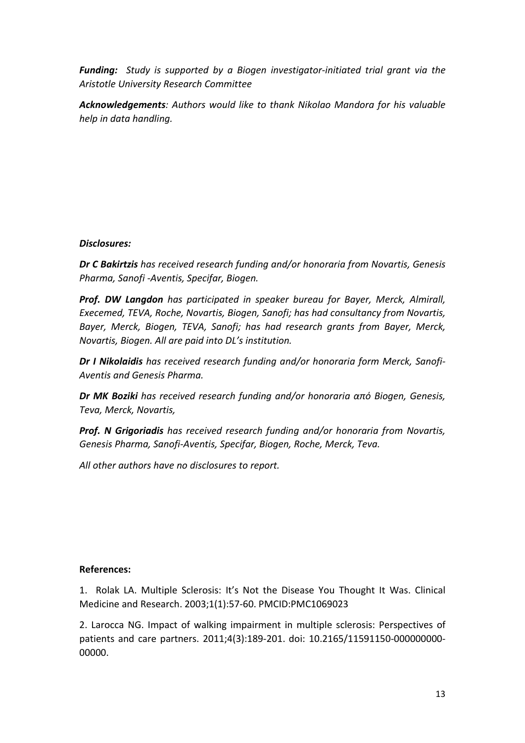***Funding:*** *Study is supported by a Biogen investigator-initiated trial grant via the Aristotle University Research Committee*

***Acknowledgements****: Authors would like to thank Nikolao Mandora for his valuable help in data handling.*

***Disclosures:***

***Dr C Bakirtzis*** *has received research funding and/or honoraria from Novartis, Genesis Pharma, Sanofi -Aventis, Specifar, Biogen.*

***Prof. DW Langdon*** *has participated in speaker bureau for Bayer, Merck, Almirall, Execemed, TEVA, Roche, Novartis, Biogen, Sanofi; has had consultancy from Novartis, Bayer, Merck, Biogen, TEVA, Sanofi; has had research grants from Bayer, Merck, Novartis, Biogen. All are paid into DL's institution.*

***Dr I Nikolaidis*** *has received research funding and/or honoraria form Merck, Sanofi-Aventis and Genesis Pharma.*

***Dr MK Boziki*** *has received research funding and/or honoraria από Biogen, Genesis, Teva, Merck, Novartis,*

***Prof. N Grigoriadis*** *has received research funding and/or honoraria from Novartis, Genesis Pharma, Sanofi-Aventis, Specifar, Biogen, Roche, Merck, Teva.*

*All other authors have no disclosures to report.*

**References:**

1. Rolak LA. Multiple Sclerosis: It's Not the Disease You Thought It Was. Clinical Medicine and Research. 2003;1(1):57-60. PMCID:PMC1069023

2. Larocca NG. Impact of walking impairment in multiple sclerosis: Perspectives of patients and care partners. 2011;4(3):189-201. doi: 10.2165/11591150-000000000-00000.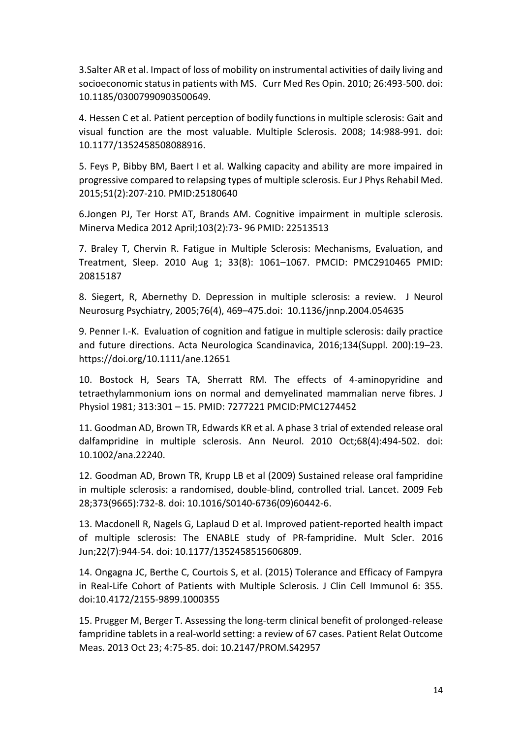3.Salter AR et al. Impact of loss of mobility on instrumental activities of daily living and socioeconomic status in patients with MS. Curr Med Res Opin. 2010; 26:493-500. doi: 10.1185/03007990903500649.

4. Hessen C et al. Patient perception of bodily functions in multiple sclerosis: Gait and visual function are the most valuable. Multiple Sclerosis. 2008; 14:988-991. doi: 10.1177/1352458508088916.

5. Feys P, Bibby BM, Baert I et al. Walking capacity and ability are more impaired in progressive compared to relapsing types of multiple sclerosis. Eur J Phys Rehabil Med. 2015;51(2):207-210. PMID:25180640

6.Jongen PJ, Ter Horst AT, Brands AM. Cognitive impairment in multiple sclerosis. Minerva Medica 2012 April;103(2):73- 96 PMID: 22513513

7. Braley T, Chervin R. Fatigue in Multiple Sclerosis: Mechanisms, Evaluation, and Treatment, Sleep. 2010 Aug 1; 33(8): 1061–1067. PMCID: PMC2910465 PMID: 20815187

8. Siegert, R, Abernethy D. Depression in multiple sclerosis: a review. J Neurol Neurosurg Psychiatry, 2005;76(4), 469–475.doi: 10.1136/jnnp.2004.054635

9. Penner I.-K. Evaluation of cognition and fatigue in multiple sclerosis: daily practice and future directions. Acta Neurologica Scandinavica, 2016;134(Suppl. 200):19–23. https://doi.org/10.1111/ane.12651

10. Bostock H, Sears TA, Sherratt RM. The effects of 4-aminopyridine and tetraethylammonium ions on normal and demyelinated mammalian nerve fibres. J Physiol 1981; 313:301 – 15. PMID: 7277221 PMCID:PMC1274452

11. Goodman AD, Brown TR, Edwards KR et al. A phase 3 trial of extended release oral dalfampridine in multiple sclerosis. Ann Neurol. 2010 Oct;68(4):494-502. doi: 10.1002/ana.22240.

12. Goodman AD, Brown TR, Krupp LB et al (2009) Sustained release oral fampridine in multiple sclerosis: a randomised, double-blind, controlled trial. Lancet. 2009 Feb 28;373(9665):732-8. doi: 10.1016/S0140-6736(09)60442-6.

13. Macdonell R, Nagels G, Laplaud D et al. Improved patient-reported health impact of multiple sclerosis: The ENABLE study of PR-fampridine. Mult Scler. 2016 Jun;22(7):944-54. doi: 10.1177/1352458515606809.

14. Ongagna JC, Berthe C, Courtois S, et al. (2015) Tolerance and Efficacy of Fampyra in Real-Life Cohort of Patients with Multiple Sclerosis. J Clin Cell Immunol 6: 355. doi:10.4172/2155-9899.1000355

15. Prugger M, Berger T. Assessing the long-term clinical benefit of prolonged-release fampridine tablets in a real-world setting: a review of 67 cases. Patient Relat Outcome Meas. 2013 Oct 23; 4:75-85. doi: 10.2147/PROM.S42957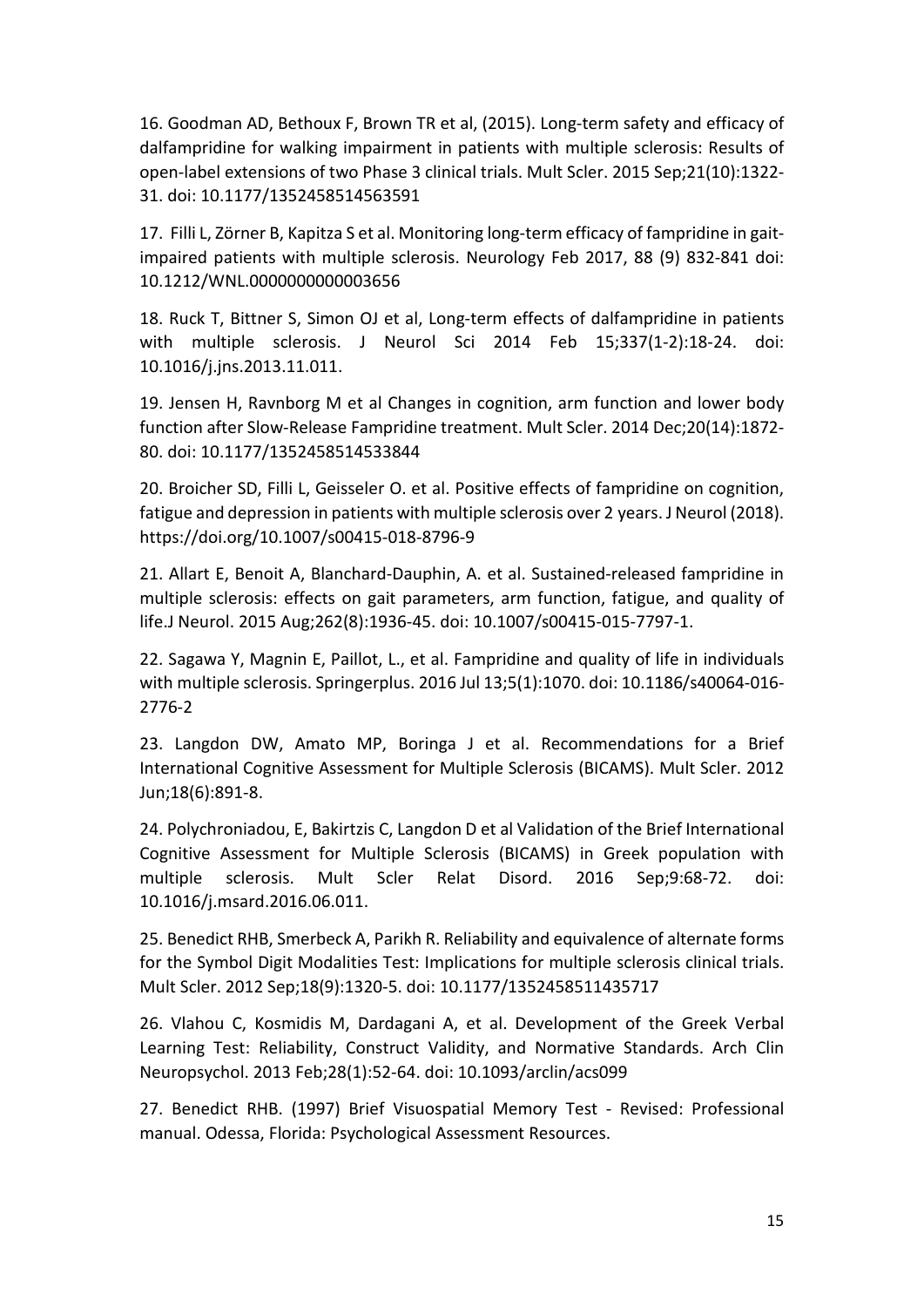16. Goodman AD, Bethoux F, Brown TR et al, (2015). Long-term safety and efficacy of dalfampridine for walking impairment in patients with multiple sclerosis: Results of open-label extensions of two Phase 3 clinical trials. Mult Scler. 2015 Sep;21(10):1322-31. doi: 10.1177/1352458514563591

17. Filli L, Zörner B, Kapitza S et al. Monitoring long-term efficacy of fampridine in gait-impaired patients with multiple sclerosis. Neurology Feb 2017, 88 (9) 832-841 doi: 10.1212/WNL.0000000000003656

18. Ruck T, Bittner S, Simon OJ et al, Long-term effects of dalfampridine in patients with multiple sclerosis. J Neurol Sci 2014 Feb 15;337(1-2):18-24. doi: 10.1016/j.jns.2013.11.011.

19. Jensen H, Ravnborg M et al Changes in cognition, arm function and lower body function after Slow-Release Fampridine treatment. Mult Scler. 2014 Dec;20(14):1872-80. doi: 10.1177/1352458514533844

20. Broicher SD, Filli L, Geisseler O. et al. Positive effects of fampridine on cognition, fatigue and depression in patients with multiple sclerosis over 2 years. J Neurol (2018). https://doi.org/10.1007/s00415-018-8796-9

21. Allart E, Benoit A, Blanchard-Dauphin, A. et al. Sustained-released fampridine in multiple sclerosis: effects on gait parameters, arm function, fatigue, and quality of life.J Neurol. 2015 Aug;262(8):1936-45. doi: 10.1007/s00415-015-7797-1.

22. Sagawa Y, Magnin E, Paillot, L., et al. Fampridine and quality of life in individuals with multiple sclerosis. Springerplus. 2016 Jul 13;5(1):1070. doi: 10.1186/s40064-016-2776-2

23. Langdon DW, Amato MP, Boringa J et al. Recommendations for a Brief International Cognitive Assessment for Multiple Sclerosis (BICAMS). Mult Scler. 2012 Jun;18(6):891-8.

24. Polychroniadou, E, Bakirtzis C, Langdon D et al Validation of the Brief International Cognitive Assessment for Multiple Sclerosis (BICAMS) in Greek population with multiple sclerosis. Mult Scler Relat Disord. 2016 Sep;9:68-72. doi: 10.1016/j.msard.2016.06.011.

25. Benedict RHB, Smerbeck A, Parikh R. Reliability and equivalence of alternate forms for the Symbol Digit Modalities Test: Implications for multiple sclerosis clinical trials. Mult Scler. 2012 Sep;18(9):1320-5. doi: 10.1177/1352458511435717

26. Vlahou C, Kosmidis M, Dardagani A, et al. Development of the Greek Verbal Learning Test: Reliability, Construct Validity, and Normative Standards. Arch Clin Neuropsychol. 2013 Feb;28(1):52-64. doi: 10.1093/arclin/acs099

27. Benedict RHB. (1997) Brief Visuospatial Memory Test - Revised: Professional manual. Odessa, Florida: Psychological Assessment Resources.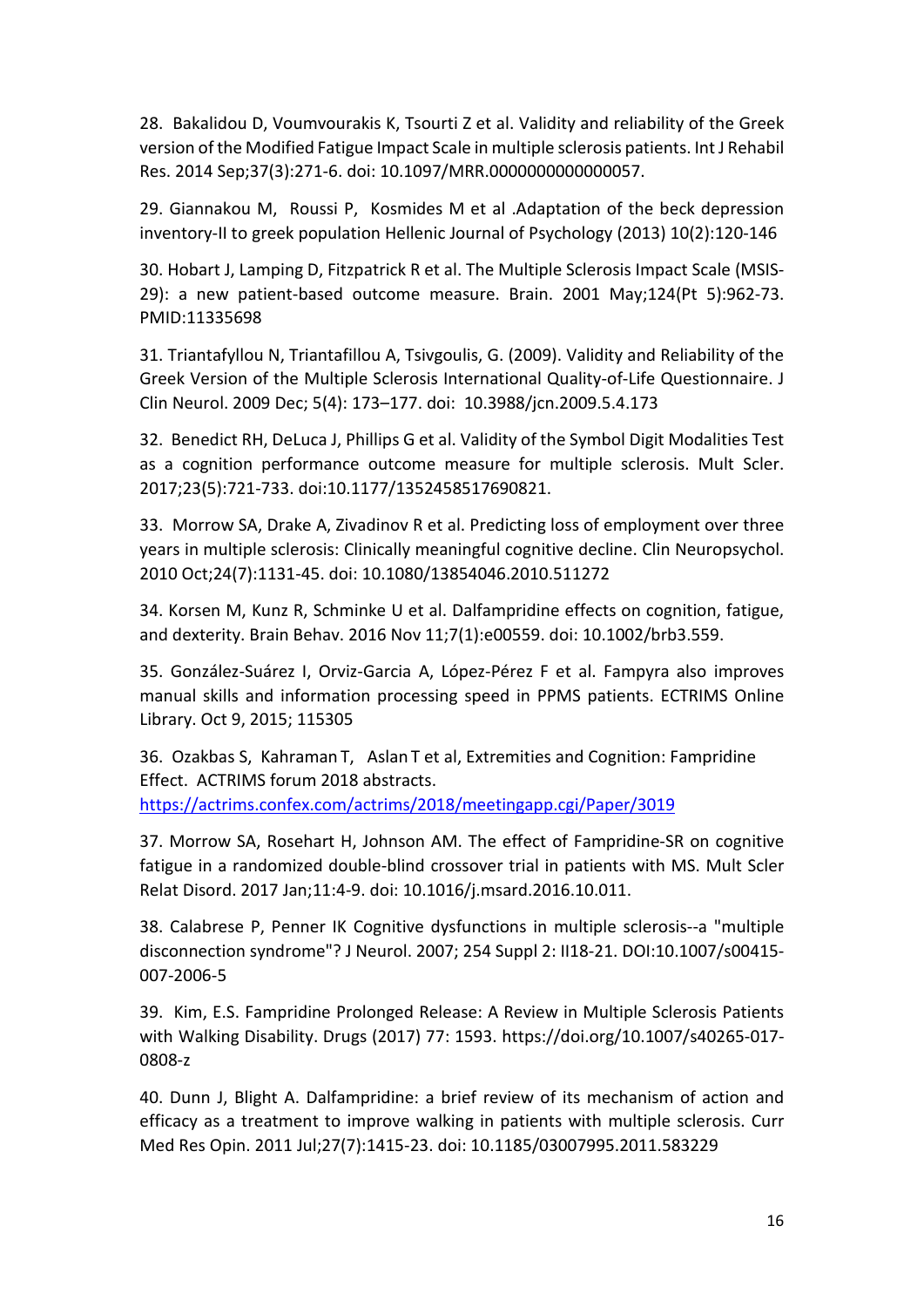28. Bakalidou D, Voumvourakis K, Tsourti Z et al. Validity and reliability of the Greek version of the Modified Fatigue Impact Scale in multiple sclerosis patients. Int J Rehabil Res. 2014 Sep;37(3):271-6. doi: 10.1097/MRR.0000000000000057.

29. Giannakou M, Roussi P, Kosmides M et al .Adaptation of the beck depression inventory-II to greek population Hellenic Journal of Psychology (2013) 10(2):120-146

30. Hobart J, Lamping D, Fitzpatrick R et al. The Multiple Sclerosis Impact Scale (MSIS-29): a new patient-based outcome measure. Brain. 2001 May;124(Pt 5):962-73. PMID:11335698

31. Triantafyllou N, Triantafillou A, Tsivgoulis, G. (2009). Validity and Reliability of the Greek Version of the Multiple Sclerosis International Quality-of-Life Questionnaire. J Clin Neurol. 2009 Dec; 5(4): 173–177. doi: 10.3988/jcn.2009.5.4.173

32. Benedict RH, DeLuca J, Phillips G et al. Validity of the Symbol Digit Modalities Test as a cognition performance outcome measure for multiple sclerosis. Mult Scler. 2017;23(5):721-733. doi:10.1177/1352458517690821.

33. Morrow SA, Drake A, Zivadinov R et al. Predicting loss of employment over three years in multiple sclerosis: Clinically meaningful cognitive decline. Clin Neuropsychol. 2010 Oct;24(7):1131-45. doi: 10.1080/13854046.2010.511272

34. Korsen M, Kunz R, Schminke U et al. Dalfampridine effects on cognition, fatigue, and dexterity. Brain Behav. 2016 Nov 11;7(1):e00559. doi: 10.1002/brb3.559.

35. González-Suárez I, Orviz-Garcia A, López-Pérez F et al. Fampyra also improves manual skills and information processing speed in PPMS patients. ECTRIMS Online Library. Oct 9, 2015; 115305

36. Ozakbas S, Kahraman T, Aslan T et al, Extremities and Cognition: Fampridine Effect. ACTRIMS forum 2018 abstracts. https://actrims.confex.com/actrims/2018/meetingapp.cgi/Paper/3019

37. Morrow SA, Rosehart H, Johnson AM. The effect of Fampridine-SR on cognitive fatigue in a randomized double-blind crossover trial in patients with MS. Mult Scler Relat Disord. 2017 Jan;11:4-9. doi: 10.1016/j.msard.2016.10.011.

38. Calabrese P, Penner IK Cognitive dysfunctions in multiple sclerosis--a "multiple disconnection syndrome"? J Neurol. 2007; 254 Suppl 2: II18-21. DOI:10.1007/s00415-007-2006-5

39. Kim, E.S. Fampridine Prolonged Release: A Review in Multiple Sclerosis Patients with Walking Disability. Drugs (2017) 77: 1593. https://doi.org/10.1007/s40265-017-0808-z

40. Dunn J, Blight A. Dalfampridine: a brief review of its mechanism of action and efficacy as a treatment to improve walking in patients with multiple sclerosis. Curr Med Res Opin. 2011 Jul;27(7):1415-23. doi: 10.1185/03007995.2011.583229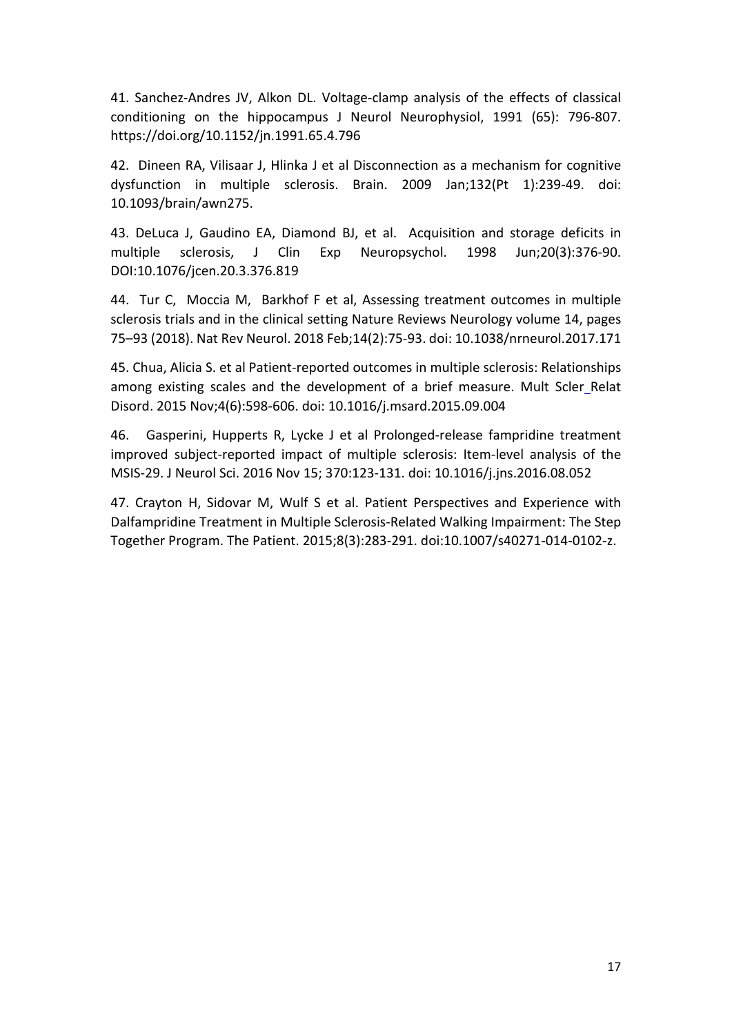41. Sanchez-Andres JV, Alkon DL. Voltage-clamp analysis of the effects of classical conditioning on the hippocampus J Neurol Neurophysiol, 1991 (65): 796-807. https://doi.org/10.1152/jn.1991.65.4.796

42. Dineen RA, Vilisaar J, Hlinka J et al Disconnection as a mechanism for cognitive dysfunction in multiple sclerosis. Brain. 2009 Jan;132(Pt 1):239-49. doi: 10.1093/brain/awn275.

43. DeLuca J, Gaudino EA, Diamond BJ, et al. Acquisition and storage deficits in multiple sclerosis, J Clin Exp Neuropsychol. 1998 Jun;20(3):376-90. DOI:10.1076/jcen.20.3.376.819

44. Tur C, Moccia M, Barkhof F et al, Assessing treatment outcomes in multiple sclerosis trials and in the clinical setting Nature Reviews Neurology volume 14, pages 75–93 (2018). Nat Rev Neurol. 2018 Feb;14(2):75-93. doi: 10.1038/nrneurol.2017.171

45. Chua, Alicia S. et al Patient-reported outcomes in multiple sclerosis: Relationships among existing scales and the development of a brief measure. Mult Scler Relat Disord. 2015 Nov;4(6):598-606. doi: 10.1016/j.msard.2015.09.004

46. Gasperini, Hupperts R, Lycke J et al Prolonged-release fampridine treatment improved subject-reported impact of multiple sclerosis: Item-level analysis of the MSIS-29. J Neurol Sci. 2016 Nov 15; 370:123-131. doi: 10.1016/j.jns.2016.08.052

47. Crayton H, Sidovar M, Wulf S et al. Patient Perspectives and Experience with Dalfampridine Treatment in Multiple Sclerosis-Related Walking Impairment: The Step Together Program. The Patient. 2015;8(3):283-291. doi:10.1007/s40271-014-0102-z.